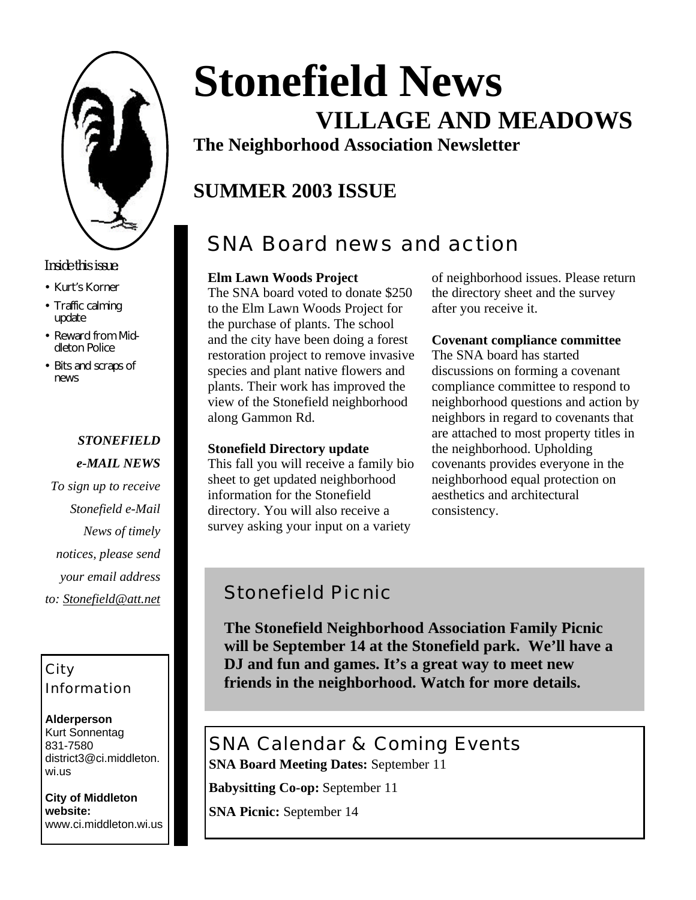# Stonefield News

## VILLAGE AND MEADOWS

**The Neighborhood Association Newsletter**

## SUMMER 2003 ISSUE

*Inside this issue:*

- Kurt's Korner
- Traffic calming update
- Reward from Middleton Police
- Bits and scraps of news

***STONEFIELD e-MAIL NEWS***

*To sign up to receive Stonefield e-Mail News of timely notices, please send your email address to: Stonefield@att.net*

### City Information

**Alderperson**
Kurt Sonnentag
831-7580
district3@ci.middleton.wi.us

**City of Middleton website:**
www.ci.middleton.wi.us

## SNA Board news and action

**Elm Lawn Woods Project**
The SNA board voted to donate $250 to the Elm Lawn Woods Project for the purchase of plants. The school and the city have been doing a forest restoration project to remove invasive species and plant native flowers and plants. Their work has improved the view of the Stonefield neighborhood along Gammon Rd.

**Stonefield Directory update**
This fall you will receive a family bio sheet to get updated neighborhood information for the Stonefield directory. You will also receive a survey asking your input on a variety of neighborhood issues. Please return the directory sheet and the survey after you receive it.

**Covenant compliance committee**
The SNA board has started discussions on forming a covenant compliance committee to respond to neighborhood questions and action by neighbors in regard to covenants that are attached to most property titles in the neighborhood. Upholding covenants provides everyone in the neighborhood equal protection on aesthetics and architectural consistency.

## Stonefield Picnic

**The Stonefield Neighborhood Association Family Picnic will be September 14 at the Stonefield park. We'll have a DJ and fun and games. It's a great way to meet new friends in the neighborhood. Watch for more details.**

## SNA Calendar & Coming Events

**SNA Board Meeting Dates:** September 11

**Babysitting Co-op:** September 11

**SNA Picnic:** September 14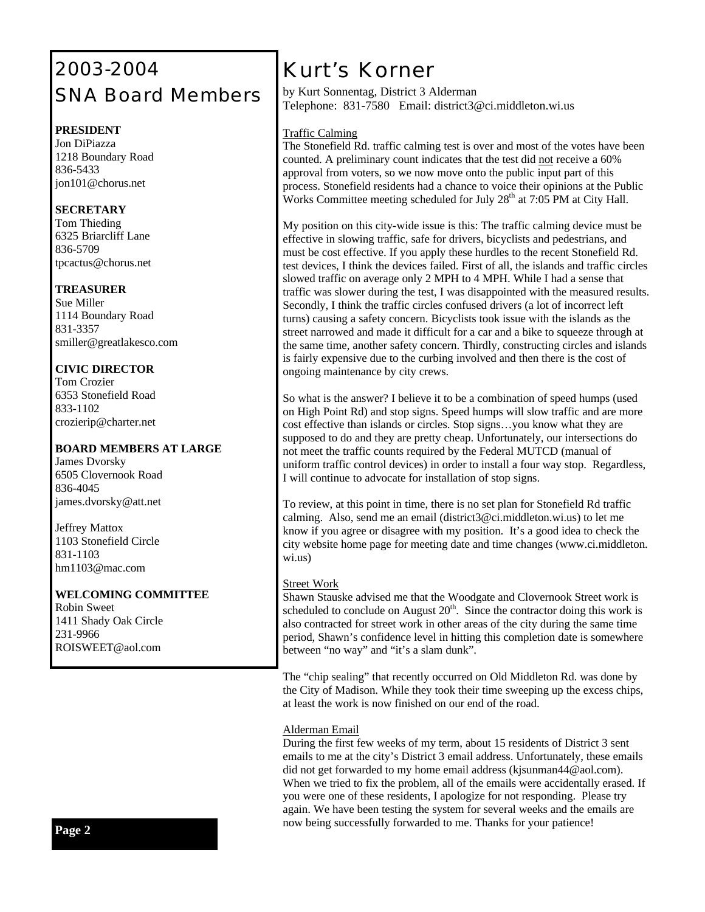## 2003-2004 SNA Board Members

**PRESIDENT**
Jon DiPiazza
1218 Boundary Road
836-5433
jon101@chorus.net

**SECRETARY**
Tom Thieding
6325 Briarcliff Lane
836-5709
tpcactus@chorus.net

**TREASURER**
Sue Miller
1114 Boundary Road
831-3357
smiller@greatlakesco.com

**CIVIC DIRECTOR**
Tom Crozier
6353 Stonefield Road
833-1102
crozierip@charter.net

**BOARD MEMBERS AT LARGE**
James Dvorsky
6505 Clovernook Road
836-4045
james.dvorsky@att.net

Jeffrey Mattox
1103 Stonefield Circle
831-1103
hm1103@mac.com

**WELCOMING COMMITTEE**
Robin Sweet
1411 Shady Oak Circle
231-9966
ROISWEET@aol.com

## Kurt's Korner

by Kurt Sonnentag, District 3 Alderman
Telephone: 831-7580 Email: district3@ci.middleton.wi.us

Traffic Calming

The Stonefield Rd. traffic calming test is over and most of the votes have been counted. A preliminary count indicates that the test did not receive a 60% approval from voters, so we now move onto the public input part of this process. Stonefield residents had a chance to voice their opinions at the Public Works Committee meeting scheduled for July 28th at 7:05 PM at City Hall.

My position on this city-wide issue is this: The traffic calming device must be effective in slowing traffic, safe for drivers, bicyclists and pedestrians, and must be cost effective. If you apply these hurdles to the recent Stonefield Rd. test devices, I think the devices failed. First of all, the islands and traffic circles slowed traffic on average only 2 MPH to 4 MPH. While I had a sense that traffic was slower during the test, I was disappointed with the measured results. Secondly, I think the traffic circles confused drivers (a lot of incorrect left turns) causing a safety concern. Bicyclists took issue with the islands as the street narrowed and made it difficult for a car and a bike to squeeze through at the same time, another safety concern. Thirdly, constructing circles and islands is fairly expensive due to the curbing involved and then there is the cost of ongoing maintenance by city crews.

So what is the answer? I believe it to be a combination of speed humps (used on High Point Rd) and stop signs. Speed humps will slow traffic and are more cost effective than islands or circles. Stop signs…you know what they are supposed to do and they are pretty cheap. Unfortunately, our intersections do not meet the traffic counts required by the Federal MUTCD (manual of uniform traffic control devices) in order to install a four way stop. Regardless, I will continue to advocate for installation of stop signs.

To review, at this point in time, there is no set plan for Stonefield Rd traffic calming. Also, send me an email (district3@ci.middleton.wi.us) to let me know if you agree or disagree with my position. It's a good idea to check the city website home page for meeting date and time changes (www.ci.middleton.wi.us)

Street Work

Shawn Stauske advised me that the Woodgate and Clovernook Street work is scheduled to conclude on August 20th. Since the contractor doing this work is also contracted for street work in other areas of the city during the same time period, Shawn's confidence level in hitting this completion date is somewhere between "no way" and "it's a slam dunk".

The "chip sealing" that recently occurred on Old Middleton Rd. was done by the City of Madison. While they took their time sweeping up the excess chips, at least the work is now finished on our end of the road.

Alderman Email

During the first few weeks of my term, about 15 residents of District 3 sent emails to me at the city's District 3 email address. Unfortunately, these emails did not get forwarded to my home email address (kjsunman44@aol.com). When we tried to fix the problem, all of the emails were accidentally erased. If you were one of these residents, I apologize for not responding. Please try again. We have been testing the system for several weeks and the emails are now being successfully forwarded to me. Thanks for your patience!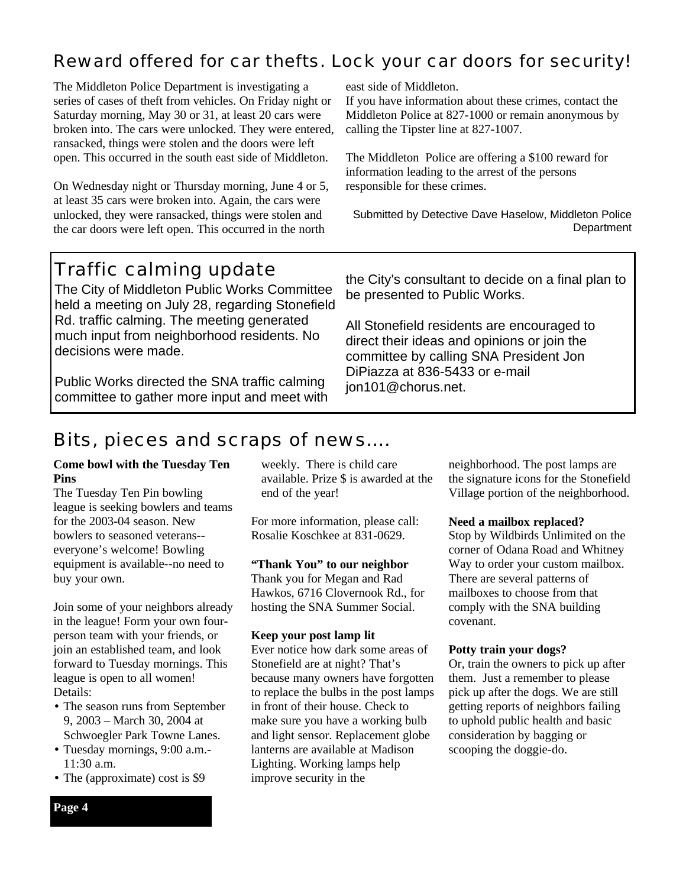## Reward offered for car thefts. Lock your car doors for security!

The Middleton Police Department is investigating a series of cases of theft from vehicles. On Friday night or Saturday morning, May 30 or 31, at least 20 cars were broken into. The cars were unlocked. They were entered, ransacked, things were stolen and the doors were left open. This occurred in the south east side of Middleton.

On Wednesday night or Thursday morning, June 4 or 5, at least 35 cars were broken into. Again, the cars were unlocked, they were ransacked, things were stolen and the car doors were left open. This occurred in the north east side of Middleton.

If you have information about these crimes, contact the Middleton Police at 827-1000 or remain anonymous by calling the Tipster line at 827-1007.

The Middleton Police are offering a $100 reward for information leading to the arrest of the persons responsible for these crimes.

Submitted by Detective Dave Haselow, Middleton Police Department

## Traffic calming update

The City of Middleton Public Works Committee held a meeting on July 28, regarding Stonefield Rd. traffic calming. The meeting generated much input from neighborhood residents. No decisions were made.

Public Works directed the SNA traffic calming committee to gather more input and meet with the City's consultant to decide on a final plan to be presented to Public Works.

All Stonefield residents are encouraged to direct their ideas and opinions or join the committee by calling SNA President Jon DiPiazza at 836-5433 or e-mail jon101@chorus.net.

## Bits, pieces and scraps of news....

**Come bowl with the Tuesday Ten Pins**

The Tuesday Ten Pin bowling league is seeking bowlers and teams for the 2003-04 season. New bowlers to seasoned veterans--everyone's welcome! Bowling equipment is available--no need to buy your own.

Join some of your neighbors already in the league! Form your own four-person team with your friends, or join an established team, and look forward to Tuesday mornings. This league is open to all women! Details:

- The season runs from September 9, 2003 – March 30, 2004 at Schwoegler Park Towne Lanes.
- Tuesday mornings, 9:00 a.m.-11:30 a.m.
- The (approximate) cost is $9 weekly. There is child care available. Prize $ is awarded at the end of the year!

For more information, please call: Rosalie Koschkee at 831-0629.

**"Thank You" to our neighbor**

Thank you for Megan and Rad Hawkos, 6716 Clovernook Rd., for hosting the SNA Summer Social.

**Keep your post lamp lit**

Ever notice how dark some areas of Stonefield are at night? That's because many owners have forgotten to replace the bulbs in the post lamps in front of their house. Check to make sure you have a working bulb and light sensor. Replacement globe lanterns are available at Madison Lighting. Working lamps help improve security in the neighborhood. The post lamps are the signature icons for the Stonefield Village portion of the neighborhood.

**Need a mailbox replaced?**

Stop by Wildbirds Unlimited on the corner of Odana Road and Whitney Way to order your custom mailbox. There are several patterns of mailboxes to choose from that comply with the SNA building covenant.

**Potty train your dogs?**

Or, train the owners to pick up after them. Just a remember to please pick up after the dogs. We are still getting reports of neighbors failing to uphold public health and basic consideration by bagging or scooping the doggie-do.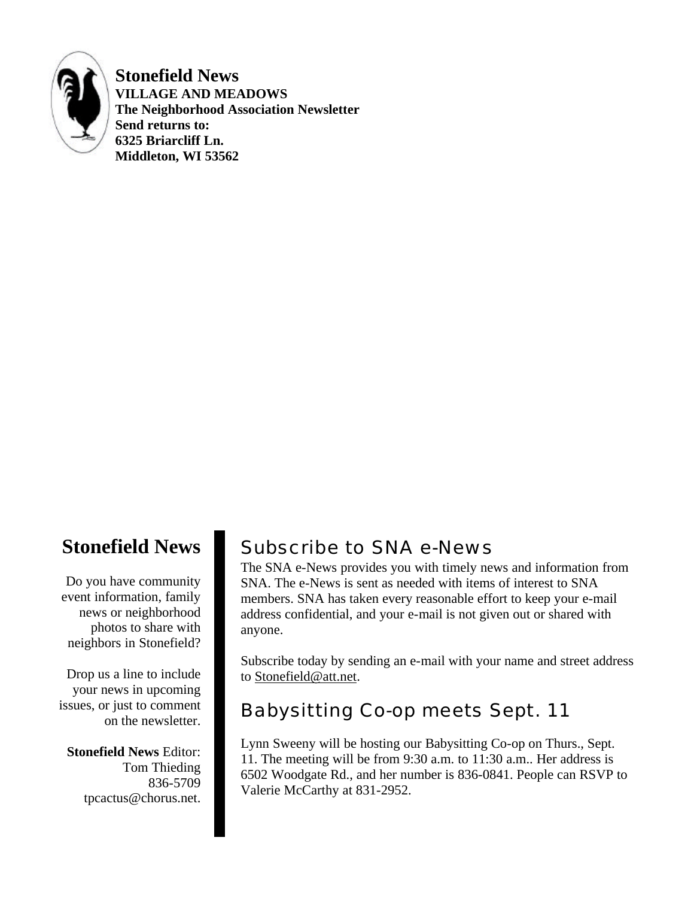**Stonefield News**
**VILLAGE AND MEADOWS**
**The Neighborhood Association Newsletter**
**Send returns to:**
**6325 Briarcliff Ln.**
**Middleton, WI 53562**

## Stonefield News

Do you have community event information, family news or neighborhood photos to share with neighbors in Stonefield?

Drop us a line to include your news in upcoming issues, or just to comment on the newsletter.

**Stonefield News** Editor:
Tom Thieding
836-5709
tpcactus@chorus.net.

## Subscribe to SNA e-News

The SNA e-News provides you with timely news and information from SNA. The e-News is sent as needed with items of interest to SNA members. SNA has taken every reasonable effort to keep your e-mail address confidential, and your e-mail is not given out or shared with anyone.

Subscribe today by sending an e-mail with your name and street address to Stonefield@att.net.

## Babysitting Co-op meets Sept. 11

Lynn Sweeny will be hosting our Babysitting Co-op on Thurs., Sept. 11. The meeting will be from 9:30 a.m. to 11:30 a.m.. Her address is 6502 Woodgate Rd., and her number is 836-0841. People can RSVP to Valerie McCarthy at 831-2952.